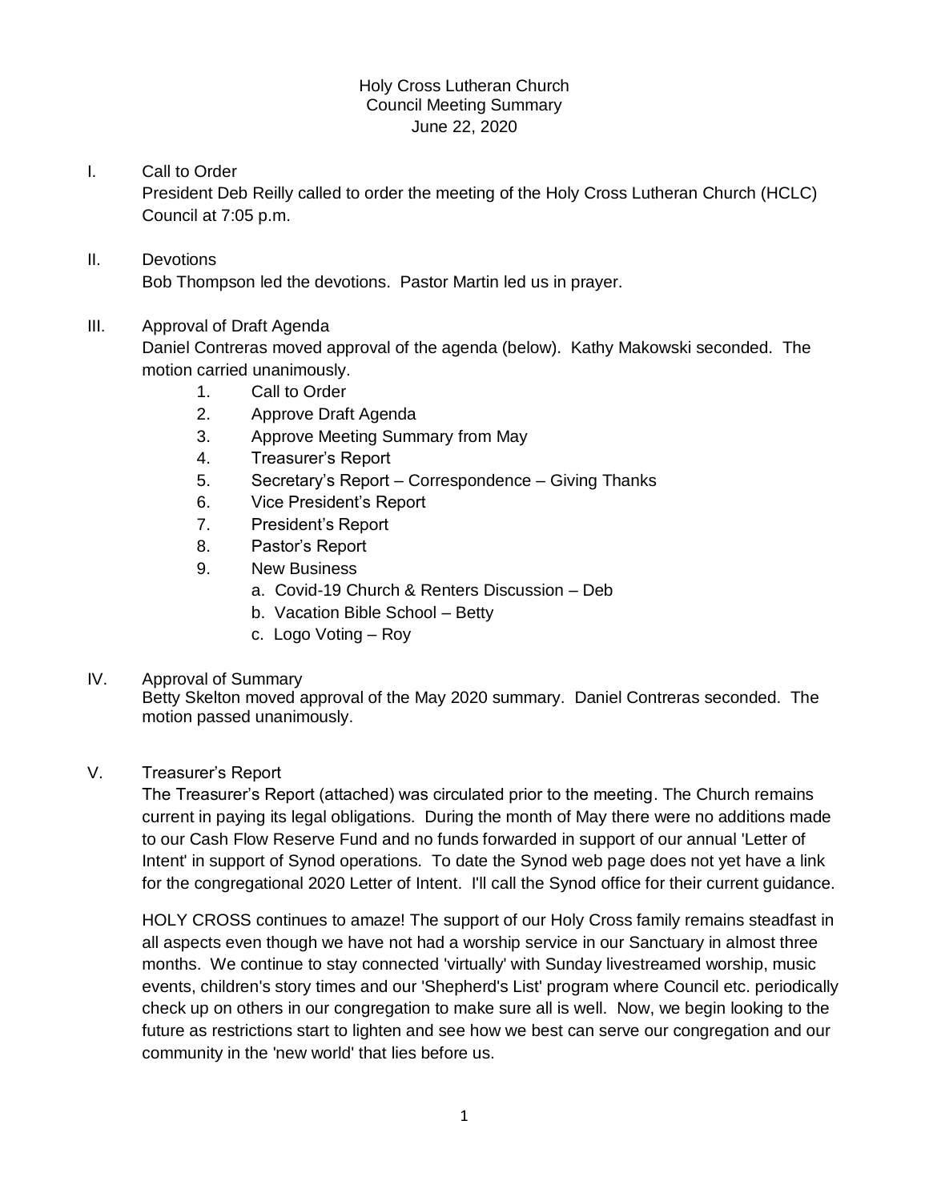Holy Cross Lutheran Church
Council Meeting Summary
June 22, 2020

I. Call to Order

President Deb Reilly called to order the meeting of the Holy Cross Lutheran Church (HCLC) Council at 7:05 p.m.

II. Devotions

Bob Thompson led the devotions. Pastor Martin led us in prayer.

III. Approval of Draft Agenda

Daniel Contreras moved approval of the agenda (below). Kathy Makowski seconded. The motion carried unanimously.

1. Call to Order
2. Approve Draft Agenda
3. Approve Meeting Summary from May
4. Treasurer's Report
5. Secretary's Report – Correspondence – Giving Thanks
6. Vice President's Report
7. President's Report
8. Pastor's Report
9. New Business
   a. Covid-19 Church & Renters Discussion – Deb
   b. Vacation Bible School – Betty
   c. Logo Voting – Roy

IV. Approval of Summary

Betty Skelton moved approval of the May 2020 summary. Daniel Contreras seconded. The motion passed unanimously.

V. Treasurer's Report

The Treasurer's Report (attached) was circulated prior to the meeting. The Church remains current in paying its legal obligations. During the month of May there were no additions made to our Cash Flow Reserve Fund and no funds forwarded in support of our annual 'Letter of Intent' in support of Synod operations. To date the Synod web page does not yet have a link for the congregational 2020 Letter of Intent. I'll call the Synod office for their current guidance.

HOLY CROSS continues to amaze! The support of our Holy Cross family remains steadfast in all aspects even though we have not had a worship service in our Sanctuary in almost three months. We continue to stay connected 'virtually' with Sunday livestreamed worship, music events, children's story times and our 'Shepherd's List' program where Council etc. periodically check up on others in our congregation to make sure all is well. Now, we begin looking to the future as restrictions start to lighten and see how we best can serve our congregation and our community in the 'new world' that lies before us.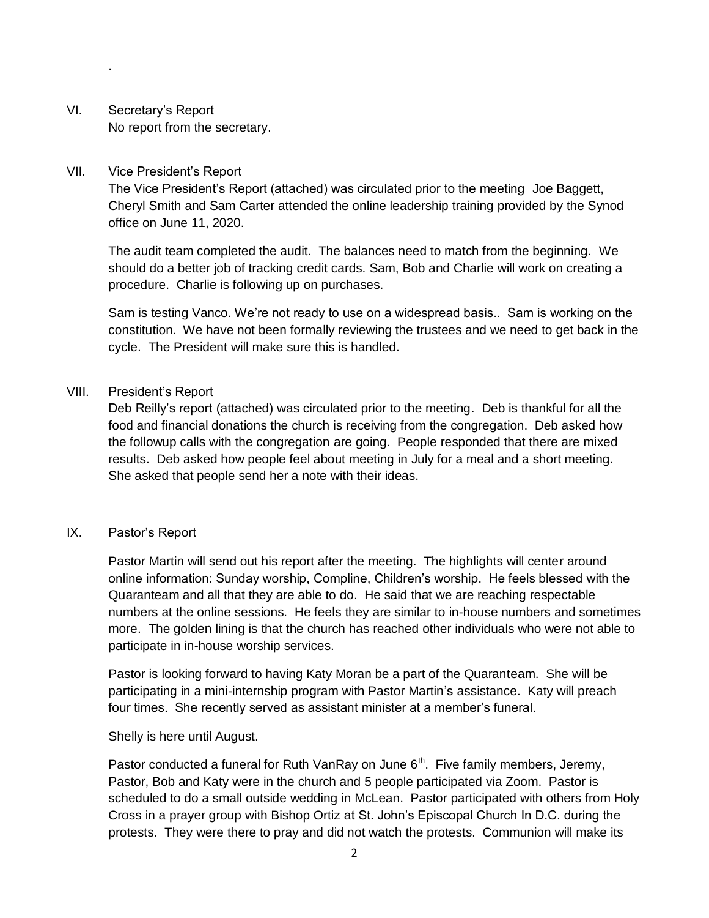.

## VI. Secretary's Report

No report from the secretary.

## VII. Vice President's Report

The Vice President's Report (attached) was circulated prior to the meeting Joe Baggett, Cheryl Smith and Sam Carter attended the online leadership training provided by the Synod office on June 11, 2020.

The audit team completed the audit. The balances need to match from the beginning. We should do a better job of tracking credit cards. Sam, Bob and Charlie will work on creating a procedure. Charlie is following up on purchases.

Sam is testing Vanco. We're not ready to use on a widespread basis.. Sam is working on the constitution. We have not been formally reviewing the trustees and we need to get back in the cycle. The President will make sure this is handled.

## VIII. President's Report

Deb Reilly's report (attached) was circulated prior to the meeting. Deb is thankful for all the food and financial donations the church is receiving from the congregation. Deb asked how the followup calls with the congregation are going. People responded that there are mixed results. Deb asked how people feel about meeting in July for a meal and a short meeting. She asked that people send her a note with their ideas.

## IX. Pastor's Report

Pastor Martin will send out his report after the meeting. The highlights will center around online information: Sunday worship, Compline, Children's worship. He feels blessed with the Quaranteam and all that they are able to do. He said that we are reaching respectable numbers at the online sessions. He feels they are similar to in-house numbers and sometimes more. The golden lining is that the church has reached other individuals who were not able to participate in in-house worship services.

Pastor is looking forward to having Katy Moran be a part of the Quaranteam. She will be participating in a mini-internship program with Pastor Martin's assistance. Katy will preach four times. She recently served as assistant minister at a member's funeral.

Shelly is here until August.

Pastor conducted a funeral for Ruth VanRay on June 6th. Five family members, Jeremy, Pastor, Bob and Katy were in the church and 5 people participated via Zoom. Pastor is scheduled to do a small outside wedding in McLean. Pastor participated with others from Holy Cross in a prayer group with Bishop Ortiz at St. John's Episcopal Church In D.C. during the protests. They were there to pray and did not watch the protests. Communion will make its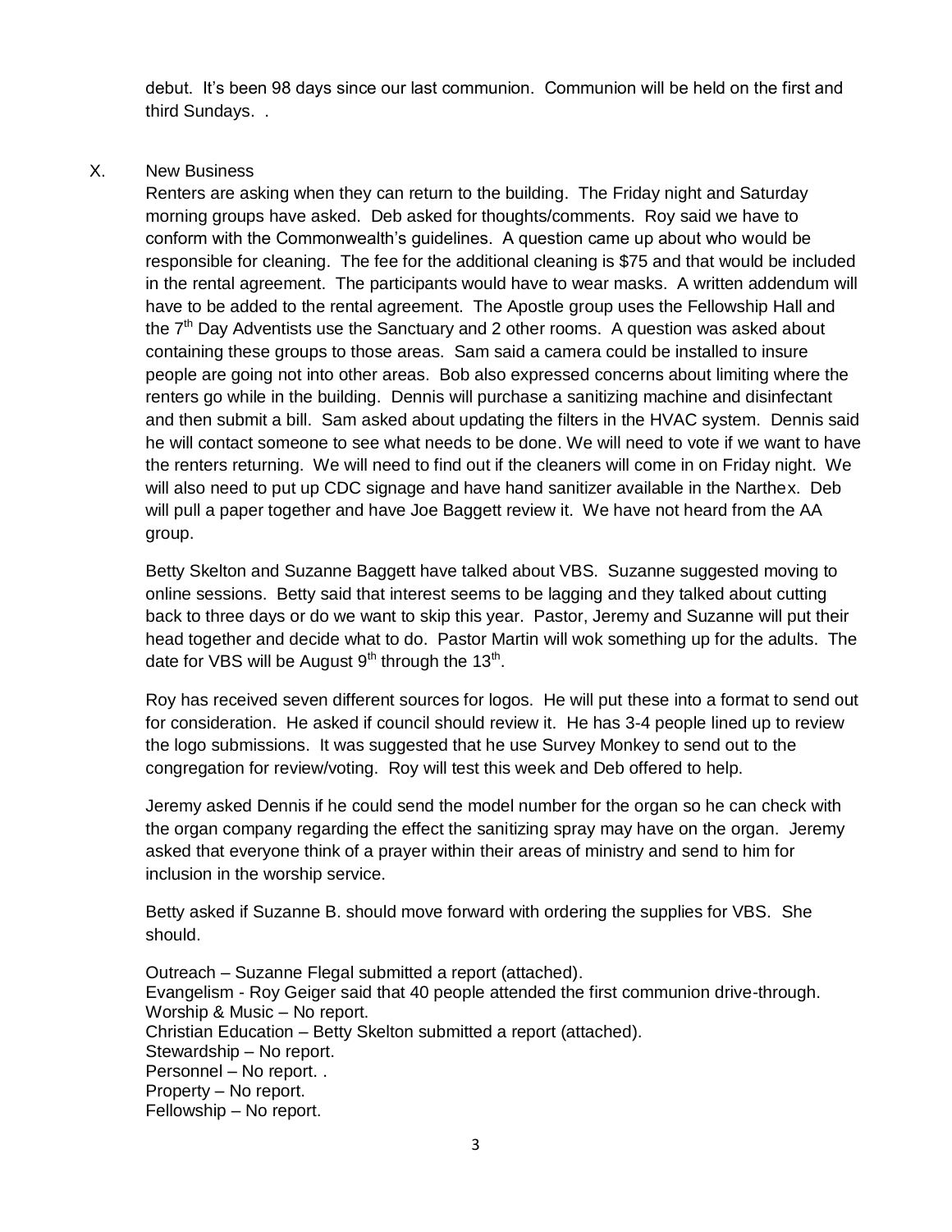debut. It's been 98 days since our last communion. Communion will be held on the first and third Sundays. .

X. New Business

Renters are asking when they can return to the building. The Friday night and Saturday morning groups have asked. Deb asked for thoughts/comments. Roy said we have to conform with the Commonwealth's guidelines. A question came up about who would be responsible for cleaning. The fee for the additional cleaning is $75 and that would be included in the rental agreement. The participants would have to wear masks. A written addendum will have to be added to the rental agreement. The Apostle group uses the Fellowship Hall and the 7th Day Adventists use the Sanctuary and 2 other rooms. A question was asked about containing these groups to those areas. Sam said a camera could be installed to insure people are going not into other areas. Bob also expressed concerns about limiting where the renters go while in the building. Dennis will purchase a sanitizing machine and disinfectant and then submit a bill. Sam asked about updating the filters in the HVAC system. Dennis said he will contact someone to see what needs to be done. We will need to vote if we want to have the renters returning. We will need to find out if the cleaners will come in on Friday night. We will also need to put up CDC signage and have hand sanitizer available in the Narthex. Deb will pull a paper together and have Joe Baggett review it. We have not heard from the AA group.

Betty Skelton and Suzanne Baggett have talked about VBS. Suzanne suggested moving to online sessions. Betty said that interest seems to be lagging and they talked about cutting back to three days or do we want to skip this year. Pastor, Jeremy and Suzanne will put their head together and decide what to do. Pastor Martin will wok something up for the adults. The date for VBS will be August 9th through the 13th.

Roy has received seven different sources for logos. He will put these into a format to send out for consideration. He asked if council should review it. He has 3-4 people lined up to review the logo submissions. It was suggested that he use Survey Monkey to send out to the congregation for review/voting. Roy will test this week and Deb offered to help.

Jeremy asked Dennis if he could send the model number for the organ so he can check with the organ company regarding the effect the sanitizing spray may have on the organ. Jeremy asked that everyone think of a prayer within their areas of ministry and send to him for inclusion in the worship service.

Betty asked if Suzanne B. should move forward with ordering the supplies for VBS. She should.

Outreach – Suzanne Flegal submitted a report (attached).
Evangelism - Roy Geiger said that 40 people attended the first communion drive-through.
Worship & Music – No report.
Christian Education – Betty Skelton submitted a report (attached).
Stewardship – No report.
Personnel – No report. .
Property – No report.
Fellowship – No report.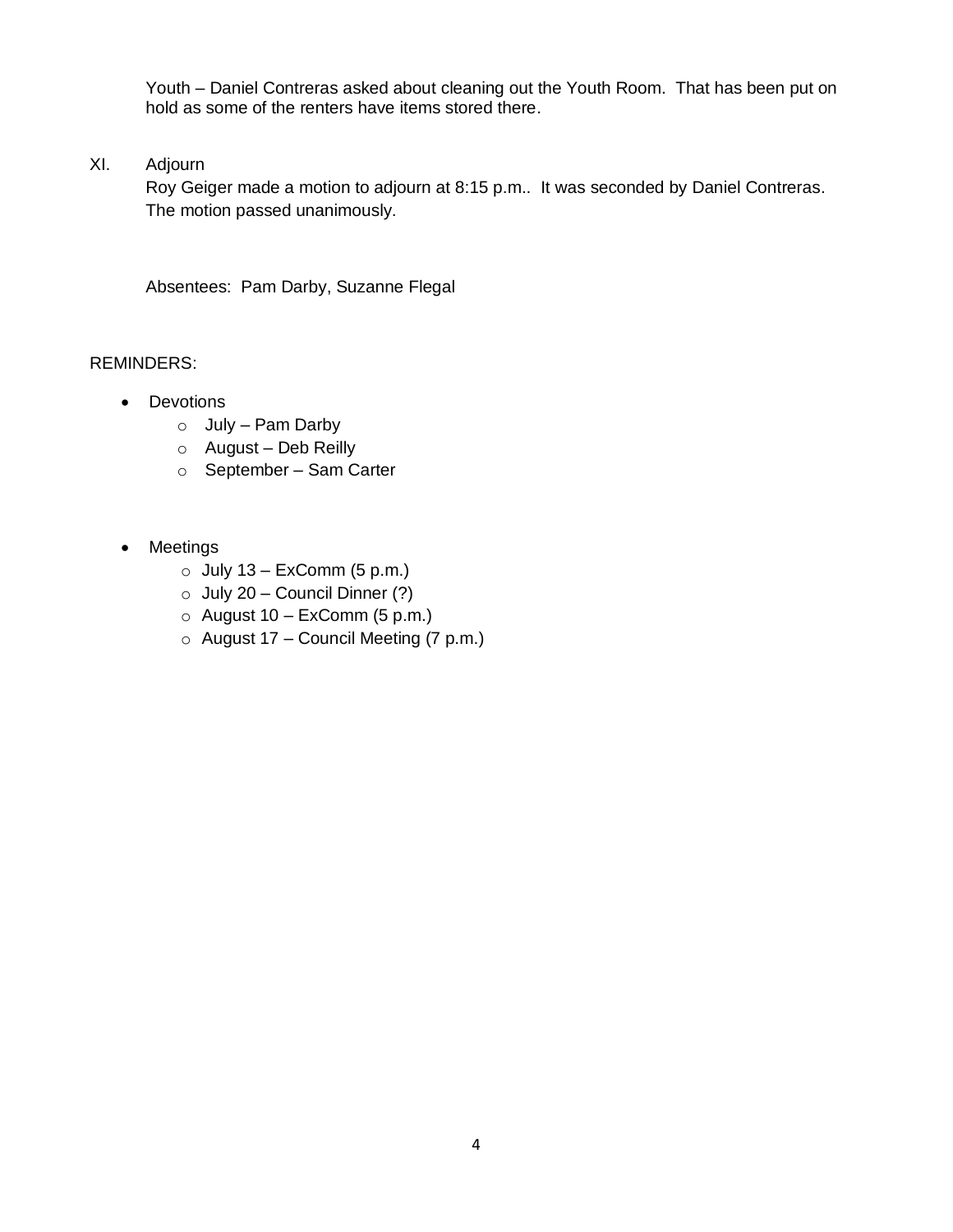Youth – Daniel Contreras asked about cleaning out the Youth Room. That has been put on hold as some of the renters have items stored there.

XI. Adjourn

Roy Geiger made a motion to adjourn at 8:15 p.m.. It was seconded by Daniel Contreras. The motion passed unanimously.

Absentees: Pam Darby, Suzanne Flegal

REMINDERS:

- Devotions
  - July – Pam Darby
  - August – Deb Reilly
  - September – Sam Carter

- Meetings
  - July 13 – ExComm (5 p.m.)
  - July 20 – Council Dinner (?)
  - August 10 – ExComm (5 p.m.)
  - August 17 – Council Meeting (7 p.m.)